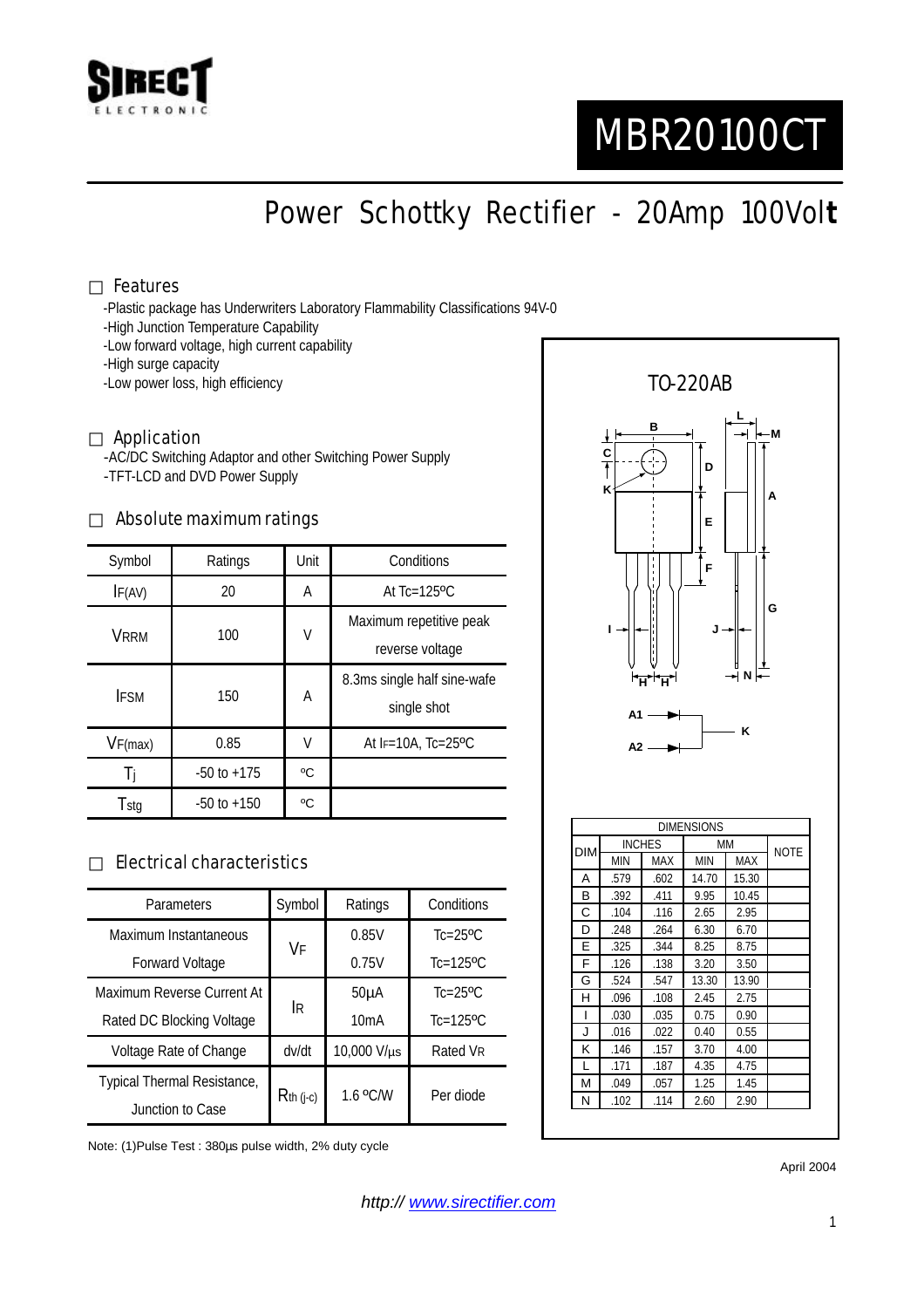# MBR20100CT

## Power Schottky Rectifier - 20Amp 100Volt

### Features

- -Plastic package has Underwriters Laboratory Flammability Classifications 94V-0
- -High Junction Temperature Capability
- -Low forward voltage, high current capability
- -High surge capacity
- -Low power loss, high efficiency

### Application

- -AC/DC Switching Adaptor and other Switching Power Supply
- -TFT-LCD and DVD Power Supply

### Absolute maximum ratings

| Symbol | Ratings | Unit | Conditions |
|---|---|---|---|
| $I_{F(AV)}$ | 20 | A | At Tc=125ºC |
| $V_{RRM}$ | 100 | V | Maximum repetitive peak reverse voltage |
| $I_{FSM}$ | 150 | A | 8.3ms single half sine-wafe single shot |
| $V_{F(max)}$ | 0.85 | V | At $I_F$=10A, Tc=25ºC |
| $T_j$ | -50 to +175 | ºC | |
| $T_{stg}$ | -50 to +150 | ºC | |

### Electrical characteristics

| Parameters | Symbol | Ratings | Conditions |
|---|---|---|---|
| Maximum Instantaneous Forward Voltage | $V_F$ | 0.85V | Tc=25ºC |
| | | 0.75V | Tc=125ºC |
| Maximum Reverse Current At Rated DC Blocking Voltage | $I_R$ | 50µA | Tc=25ºC |
| | | 10mA | Tc=125ºC |
| Voltage Rate of Change | dv/dt | 10,000 V/µs | Rated $V_R$ |
| Typical Thermal Resistance, Junction to Case | $R_{th\ (j-c)}$ | 1.6 ºC/W | Per diode |

Note: (1)Pulse Test : 380µs pulse width, 2% duty cycle

TO-220AB

| DIM | INCHES | | MM | | NOTE |
|---|---|---|---|---|---|
| | MIN | MAX | MIN | MAX | |
| A | .579 | .602 | 14.70 | 15.30 | |
| B | .392 | .411 | 9.95 | 10.45 | |
| C | .104 | .116 | 2.65 | 2.95 | |
| D | .248 | .264 | 6.30 | 6.70 | |
| E | .325 | .344 | 8.25 | 8.75 | |
| F | .126 | .138 | 3.20 | 3.50 | |
| G | .524 | .547 | 13.30 | 13.90 | |
| H | .096 | .108 | 2.45 | 2.75 | |
| I | .030 | .035 | 0.75 | 0.90 | |
| J | .016 | .022 | 0.40 | 0.55 | |
| K | .146 | .157 | 3.70 | 4.00 | |
| L | .171 | .187 | 4.35 | 4.75 | |
| M | .049 | .057 | 1.25 | 1.45 | |
| N | .102 | .114 | 2.60 | 2.90 | |

April 2004

*http:// www.sirectifier.com*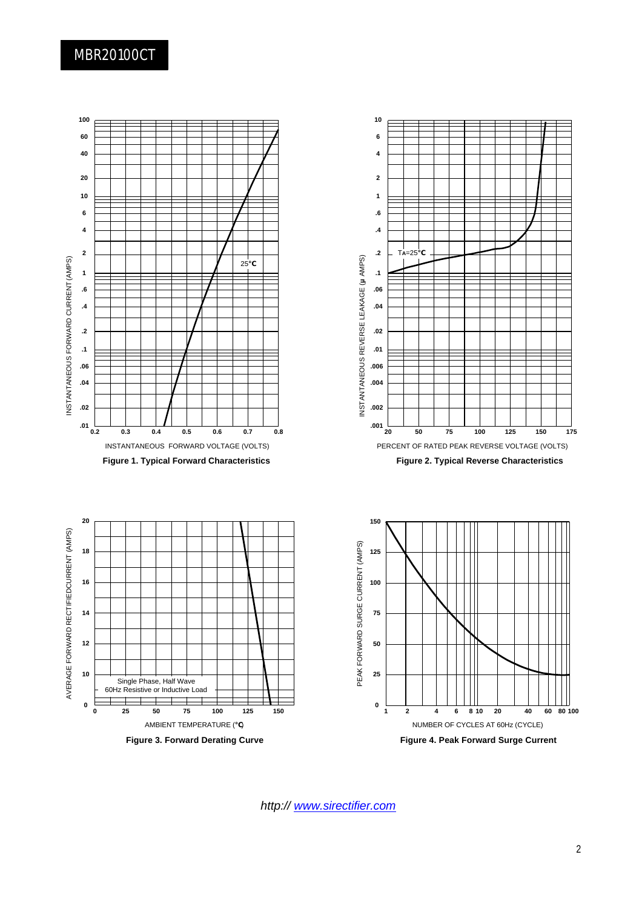# MBR20100CT

100
60
40
20
10
6
4
2
1
.6
.4
.2
.1
.06
.04
.02
.01

0.2 0.3 0.4 0.5 0.6 0.7 0.8

25°C

INSTANTANEOUS FORWARD CURRENT (AMPS)

INSTANTANEOUS FORWARD VOLTAGE (VOLTS)

**Figure 1. Typical Forward Characteristics**

10
6
4
2
1
.6
.4
.2
.1
.06
.04
.02
.01
.006
.004
.002
.001

20 50 75 100 125 150 175

TA=25°C

INSTANTANEOUS REVERSE LEAKAGE (μ AMPS)

PERCENT OF RATED PEAK REVERSE VOLTAGE (VOLTS)

**Figure 2. Typical Reverse Characteristics**

20
18
16
14
12
10
0

0 25 50 75 100 125 150

Single Phase, Half Wave
60Hz Resistive or Inductive Load

AVERAGE FORWARD RECTIFIEDCURRENT (AMPS)

AMBIENT TEMPERATURE (°C)

**Figure 3. Forward Derating Curve**

150
125
100
75
50
25
0

1 2 4 6 8 10 20 40 60 80 100

PEAK FORWARD SURGE CURRENT (AMPS)

NUMBER OF CYCLES AT 60Hz (CYCLE)

**Figure 4. Peak Forward Surge Current**

*http:// www.sirectifier.com*